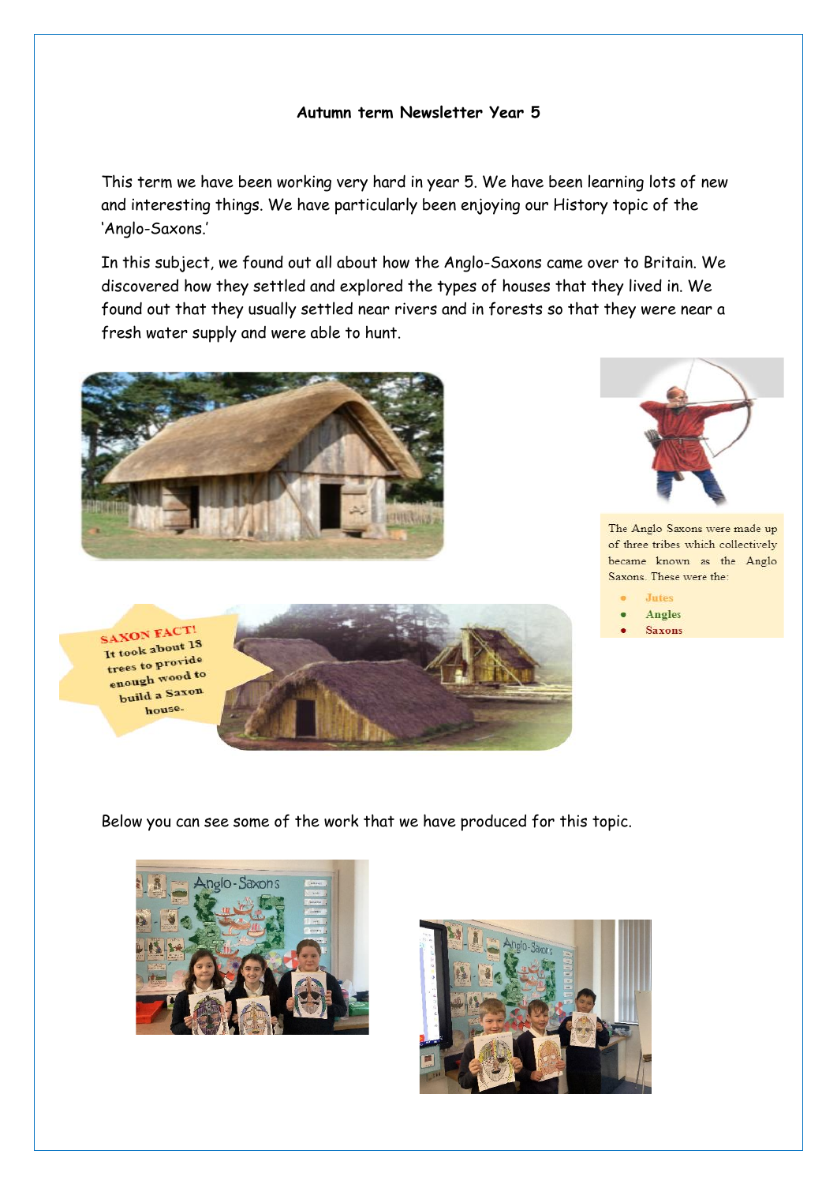# Autumn term Newsletter Year 5

This term we have been working very hard in year 5. We have been learning lots of new and interesting things. We have particularly been enjoying our History topic of the 'Anglo-Saxons.'

In this subject, we found out all about how the Anglo-Saxons came over to Britain. We discovered how they settled and explored the types of houses that they lived in. We found out that they usually settled near rivers and in forests so that they were near a fresh water supply and were able to hunt.

The Anglo Saxons were made up of three tribes which collectively became known as the Anglo Saxons. These were the:

- Jutes
- Angles
- Saxons

**SAXON FACT!** It took about 18 trees to provide enough wood to build a Saxon house.

Below you can see some of the work that we have produced for this topic.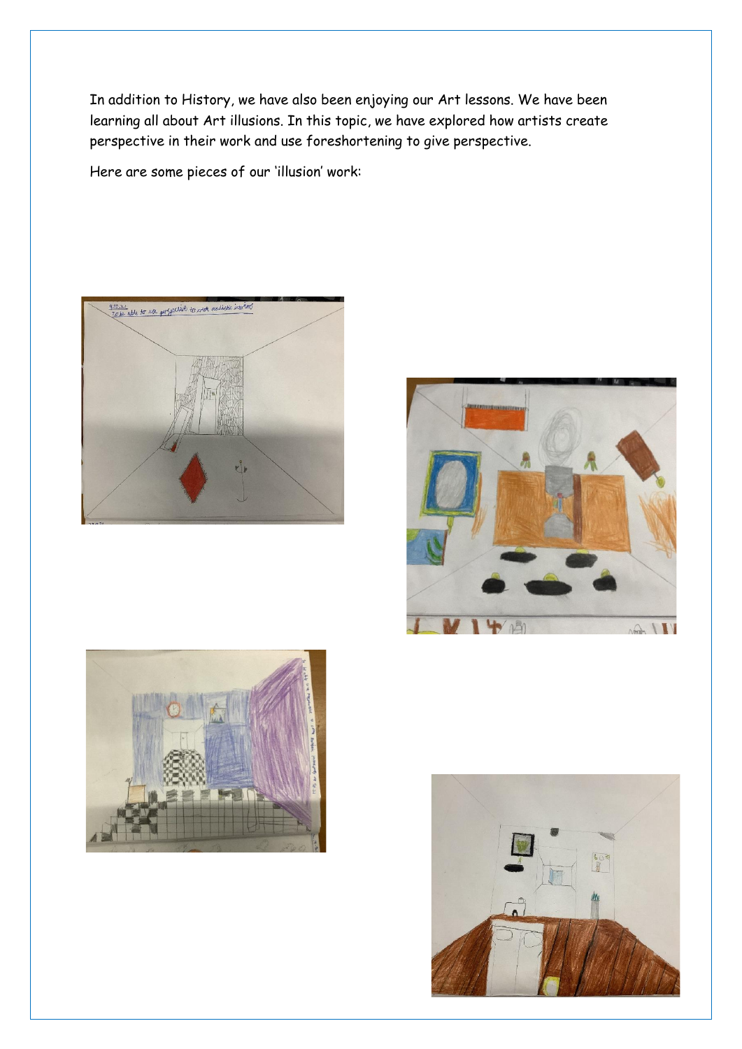In addition to History, we have also been enjoying our Art lessons. We have been learning all about Art illusions. In this topic, we have explored how artists create perspective in their work and use foreshortening to give perspective.

Here are some pieces of our 'illusion' work: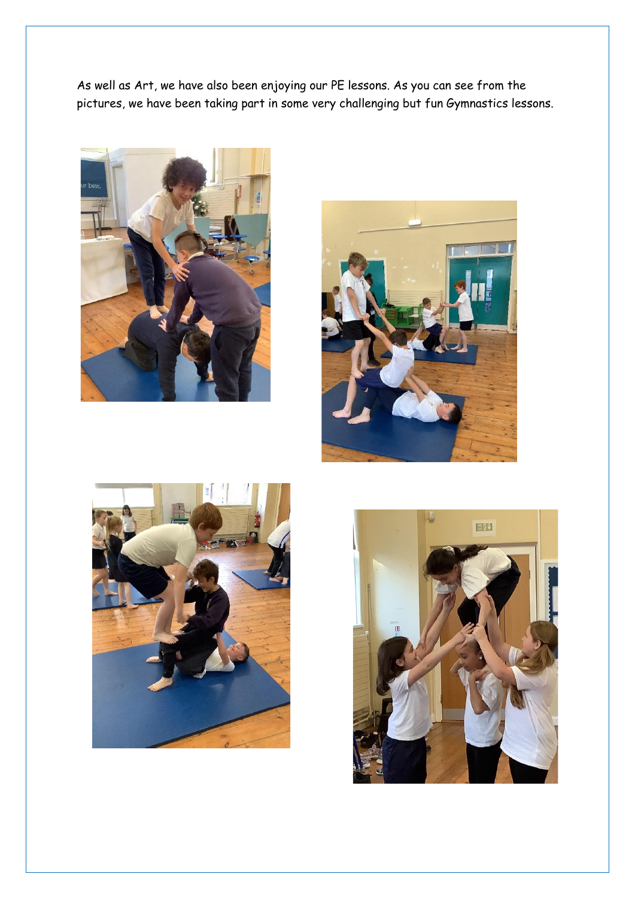As well as Art, we have also been enjoying our PE lessons. As you can see from the pictures, we have been taking part in some very challenging but fun Gymnastics lessons.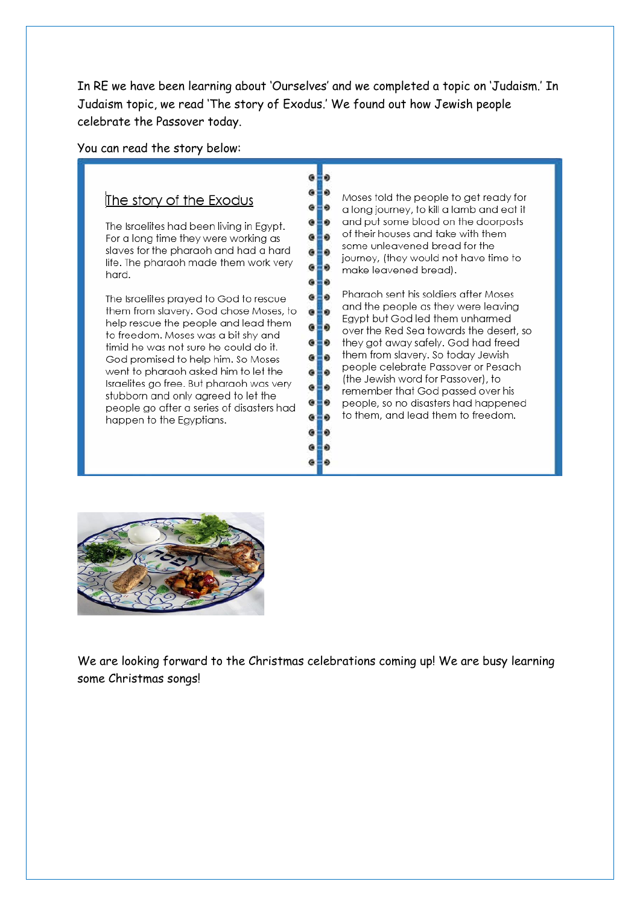In RE we have been learning about 'Ourselves' and we completed a topic on 'Judaism.' In Judaism topic, we read 'The story of Exodus.' We found out how Jewish people celebrate the Passover today.

You can read the story below:

## The story of the Exodus

The Israelites had been living in Egypt. For a long time they were working as slaves for the pharaoh and had a hard life. The pharaoh made them work very hard.

The Israelites prayed to God to rescue them from slavery. God chose Moses, to help rescue the people and lead them to freedom. Moses was a bit shy and timid he was not sure he could do it. God promised to help him. So Moses went to pharaoh asked him to let the Israelites go free. But pharaoh was very stubborn and only agreed to let the people go after a series of disasters had happen to the Egyptians.

Moses told the people to get ready for a long journey, to kill a lamb and eat it and put some blood on the doorposts of their houses and take with them some unleavened bread for the journey, (they would not have time to make leavened bread).

Pharaoh sent his soldiers after Moses and the people as they were leaving Egypt but God led them unharmed over the Red Sea towards the desert, so they got away safely. God had freed them from slavery. So today Jewish people celebrate Passover or Pesach (the Jewish word for Passover), to remember that God passed over his people, so no disasters had happened to them, and lead them to freedom.

We are looking forward to the Christmas celebrations coming up! We are busy learning some Christmas songs!